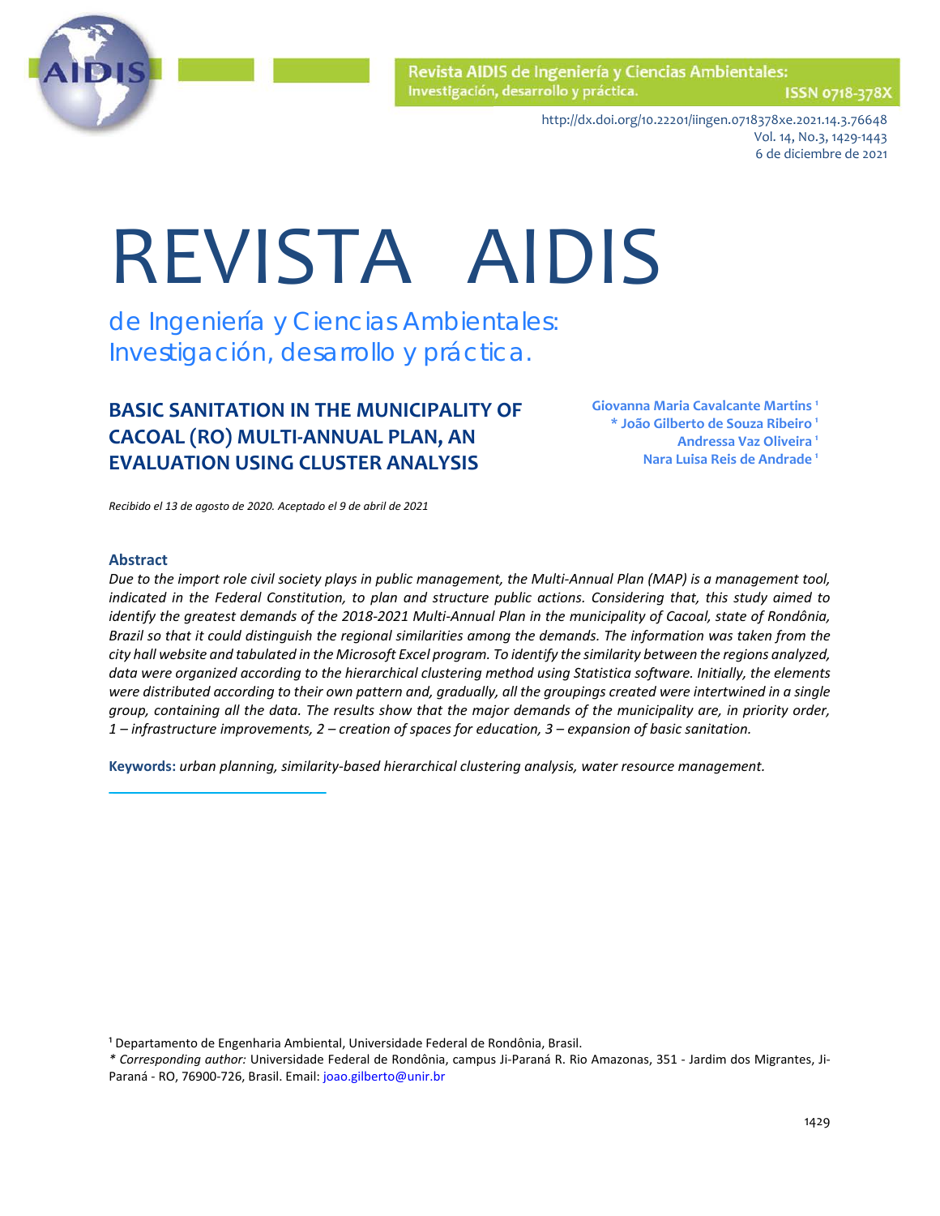# BASIC SANITATION IN THE MUNICIPALITY OF CACOAL (RO) MULTI-ANNUAL PLAN, AN EVALUATION USING CLUSTER ANALYSIS

**Giovanna Maria Cavalcante Martins [1]**
**\* João Gilberto de Souza Ribeiro [1]**
**Andressa Vaz Oliveira [1]**
**Nara Luisa Reis de Andrade [1]**

*Recibido el 13 de agosto de 2020. Aceptado el 9 de abril de 2021*

## Abstract

*Due to the import role civil society plays in public management, the Multi-Annual Plan (MAP) is a management tool, indicated in the Federal Constitution, to plan and structure public actions. Considering that, this study aimed to identify the greatest demands of the 2018-2021 Multi-Annual Plan in the municipality of Cacoal, state of Rondônia, Brazil so that it could distinguish the regional similarities among the demands. The information was taken from the city hall website and tabulated in the Microsoft Excel program. To identify the similarity between the regions analyzed, data were organized according to the hierarchical clustering method using Statistica software. Initially, the elements were distributed according to their own pattern and, gradually, all the groupings created were intertwined in a single group, containing all the data. The results show that the major demands of the municipality are, in priority order, 1 – infrastructure improvements, 2 – creation of spaces for education, 3 – expansion of basic sanitation.*

**Keywords:** *urban planning, similarity-based hierarchical clustering analysis, water resource management.*

---

[1] Departamento de Engenharia Ambiental, Universidade Federal de Rondônia, Brasil.
*\* Corresponding author:* Universidade Federal de Rondônia, campus Ji-Paraná R. Rio Amazonas, 351 - Jardim dos Migrantes, Ji-Paraná - RO, 76900-726, Brasil. Email: joao.gilberto@unir.br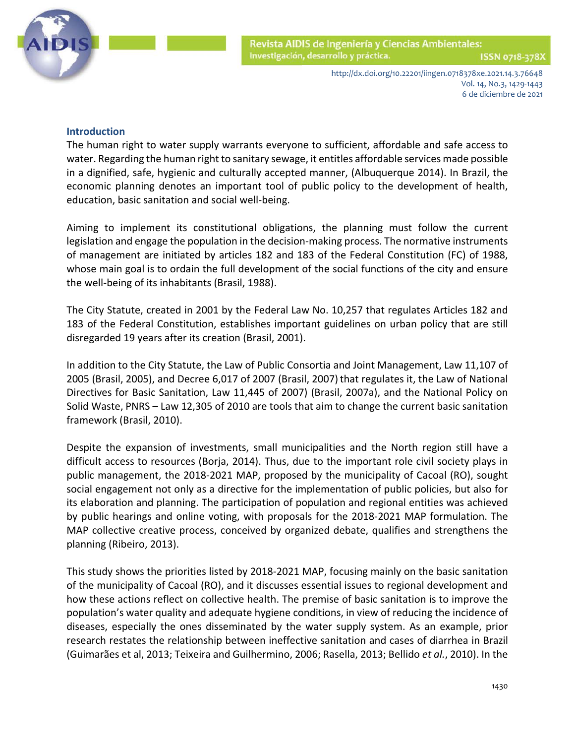## Introduction

The human right to water supply warrants everyone to sufficient, affordable and safe access to water. Regarding the human right to sanitary sewage, it entitles affordable services made possible in a dignified, safe, hygienic and culturally accepted manner, (Albuquerque 2014). In Brazil, the economic planning denotes an important tool of public policy to the development of health, education, basic sanitation and social well-being.

Aiming to implement its constitutional obligations, the planning must follow the current legislation and engage the population in the decision-making process. The normative instruments of management are initiated by articles 182 and 183 of the Federal Constitution (FC) of 1988, whose main goal is to ordain the full development of the social functions of the city and ensure the well-being of its inhabitants (Brasil, 1988).

The City Statute, created in 2001 by the Federal Law No. 10,257 that regulates Articles 182 and 183 of the Federal Constitution, establishes important guidelines on urban policy that are still disregarded 19 years after its creation (Brasil, 2001).

In addition to the City Statute, the Law of Public Consortia and Joint Management, Law 11,107 of 2005 (Brasil, 2005), and Decree 6,017 of 2007 (Brasil, 2007) that regulates it, the Law of National Directives for Basic Sanitation, Law 11,445 of 2007) (Brasil, 2007a), and the National Policy on Solid Waste, PNRS – Law 12,305 of 2010 are tools that aim to change the current basic sanitation framework (Brasil, 2010).

Despite the expansion of investments, small municipalities and the North region still have a difficult access to resources (Borja, 2014). Thus, due to the important role civil society plays in public management, the 2018-2021 MAP, proposed by the municipality of Cacoal (RO), sought social engagement not only as a directive for the implementation of public policies, but also for its elaboration and planning. The participation of population and regional entities was achieved by public hearings and online voting, with proposals for the 2018-2021 MAP formulation. The MAP collective creative process, conceived by organized debate, qualifies and strengthens the planning (Ribeiro, 2013).

This study shows the priorities listed by 2018-2021 MAP, focusing mainly on the basic sanitation of the municipality of Cacoal (RO), and it discusses essential issues to regional development and how these actions reflect on collective health. The premise of basic sanitation is to improve the population's water quality and adequate hygiene conditions, in view of reducing the incidence of diseases, especially the ones disseminated by the water supply system. As an example, prior research restates the relationship between ineffective sanitation and cases of diarrhea in Brazil (Guimarães et al, 2013; Teixeira and Guilhermino, 2006; Rasella, 2013; Bellido *et al.*, 2010). In the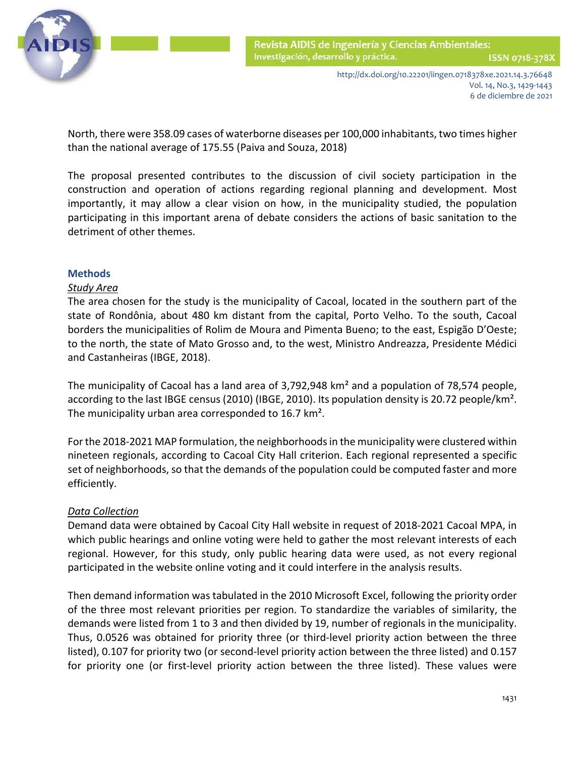North, there were 358.09 cases of waterborne diseases per 100,000 inhabitants, two times higher than the national average of 175.55 (Paiva and Souza, 2018)

The proposal presented contributes to the discussion of civil society participation in the construction and operation of actions regarding regional planning and development. Most importantly, it may allow a clear vision on how, in the municipality studied, the population participating in this important arena of debate considers the actions of basic sanitation to the detriment of other themes.

## Methods

### *Study Area*

The area chosen for the study is the municipality of Cacoal, located in the southern part of the state of Rondônia, about 480 km distant from the capital, Porto Velho. To the south, Cacoal borders the municipalities of Rolim de Moura and Pimenta Bueno; to the east, Espigão D'Oeste; to the north, the state of Mato Grosso and, to the west, Ministro Andreazza, Presidente Médici and Castanheiras (IBGE, 2018).

The municipality of Cacoal has a land area of 3,792,948 km² and a population of 78,574 people, according to the last IBGE census (2010) (IBGE, 2010). Its population density is 20.72 people/km². The municipality urban area corresponded to 16.7 km².

For the 2018-2021 MAP formulation, the neighborhoods in the municipality were clustered within nineteen regionals, according to Cacoal City Hall criterion. Each regional represented a specific set of neighborhoods, so that the demands of the population could be computed faster and more efficiently.

### *Data Collection*

Demand data were obtained by Cacoal City Hall website in request of 2018-2021 Cacoal MPA, in which public hearings and online voting were held to gather the most relevant interests of each regional. However, for this study, only public hearing data were used, as not every regional participated in the website online voting and it could interfere in the analysis results.

Then demand information was tabulated in the 2010 Microsoft Excel, following the priority order of the three most relevant priorities per region. To standardize the variables of similarity, the demands were listed from 1 to 3 and then divided by 19, number of regionals in the municipality. Thus, 0.0526 was obtained for priority three (or third-level priority action between the three listed), 0.107 for priority two (or second-level priority action between the three listed) and 0.157 for priority one (or first-level priority action between the three listed). These values were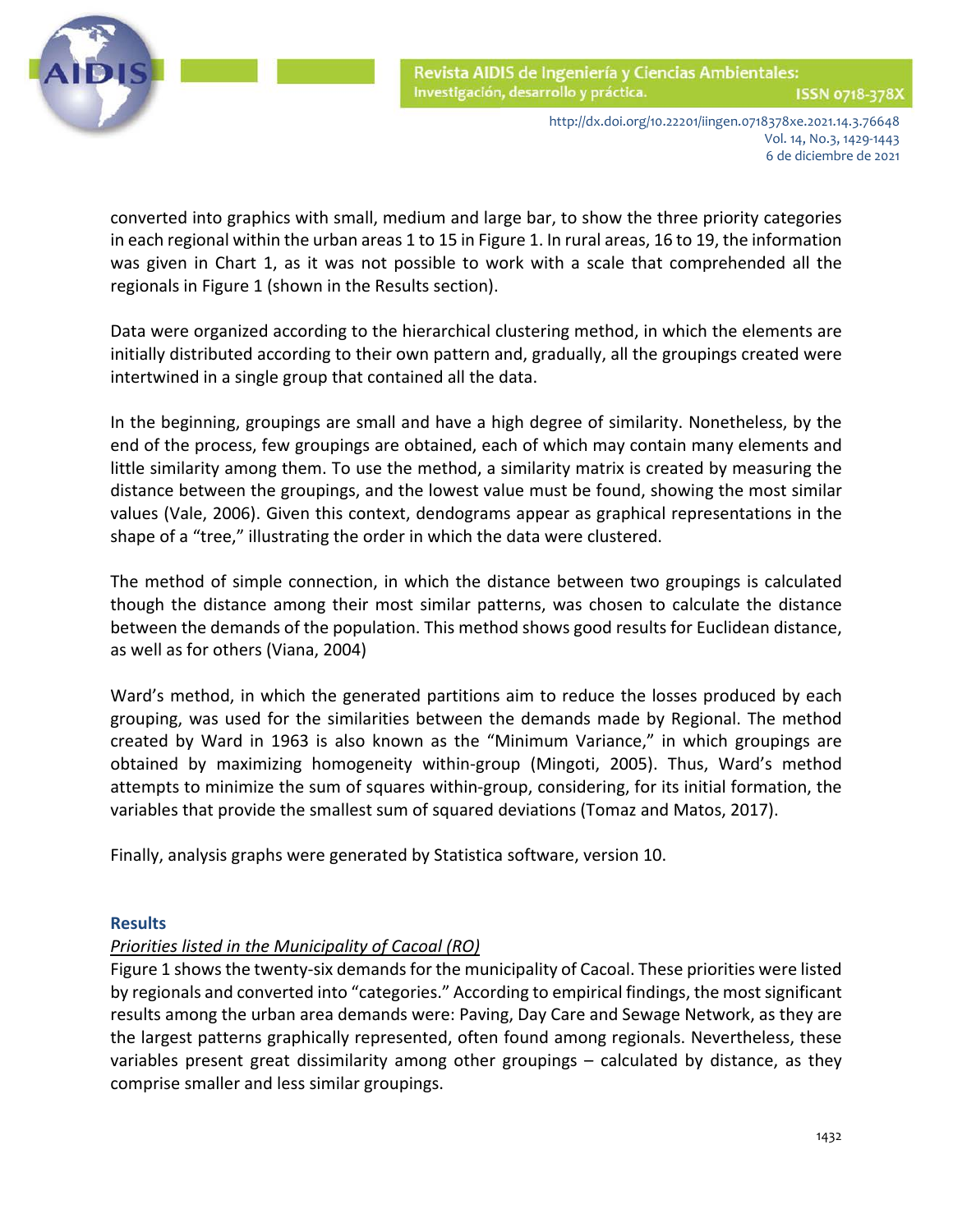converted into graphics with small, medium and large bar, to show the three priority categories in each regional within the urban areas 1 to 15 in Figure 1. In rural areas, 16 to 19, the information was given in Chart 1, as it was not possible to work with a scale that comprehended all the regionals in Figure 1 (shown in the Results section).

Data were organized according to the hierarchical clustering method, in which the elements are initially distributed according to their own pattern and, gradually, all the groupings created were intertwined in a single group that contained all the data.

In the beginning, groupings are small and have a high degree of similarity. Nonetheless, by the end of the process, few groupings are obtained, each of which may contain many elements and little similarity among them. To use the method, a similarity matrix is created by measuring the distance between the groupings, and the lowest value must be found, showing the most similar values (Vale, 2006). Given this context, dendograms appear as graphical representations in the shape of a "tree," illustrating the order in which the data were clustered.

The method of simple connection, in which the distance between two groupings is calculated though the distance among their most similar patterns, was chosen to calculate the distance between the demands of the population. This method shows good results for Euclidean distance, as well as for others (Viana, 2004)

Ward's method, in which the generated partitions aim to reduce the losses produced by each grouping, was used for the similarities between the demands made by Regional. The method created by Ward in 1963 is also known as the "Minimum Variance," in which groupings are obtained by maximizing homogeneity within-group (Mingoti, 2005). Thus, Ward's method attempts to minimize the sum of squares within-group, considering, for its initial formation, the variables that provide the smallest sum of squared deviations (Tomaz and Matos, 2017).

Finally, analysis graphs were generated by Statistica software, version 10.

## Results

*Priorities listed in the Municipality of Cacoal (RO)*

Figure 1 shows the twenty-six demands for the municipality of Cacoal. These priorities were listed by regionals and converted into "categories." According to empirical findings, the most significant results among the urban area demands were: Paving, Day Care and Sewage Network, as they are the largest patterns graphically represented, often found among regionals. Nevertheless, these variables present great dissimilarity among other groupings – calculated by distance, as they comprise smaller and less similar groupings.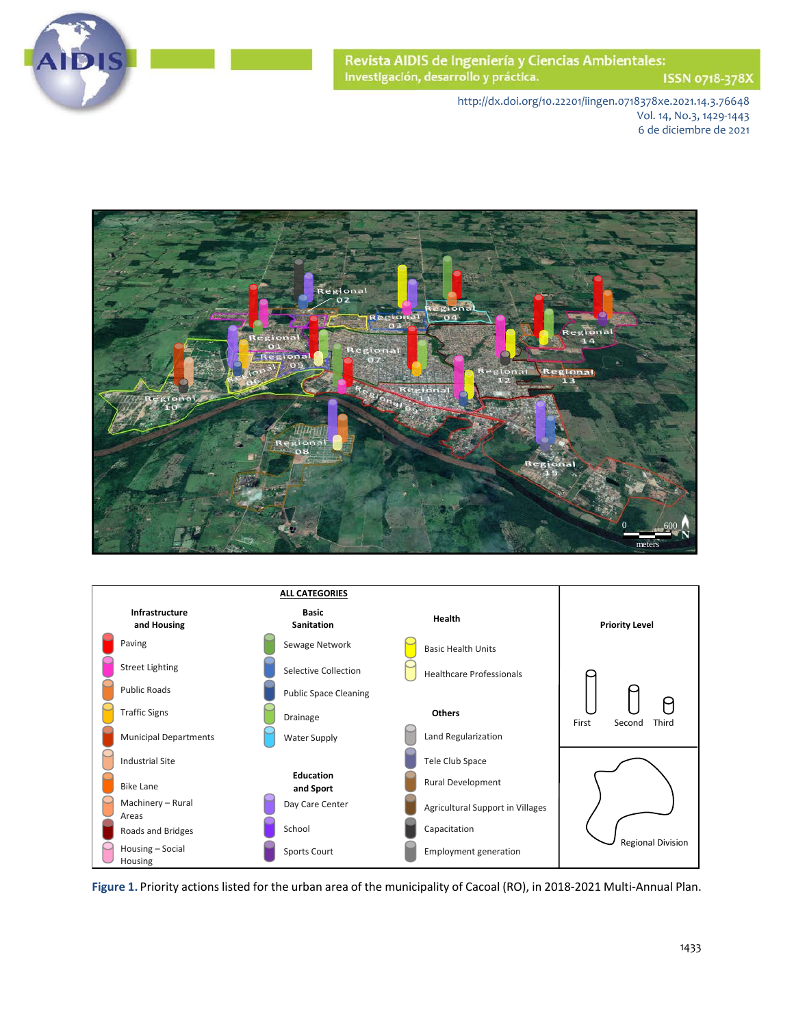ALL CATEGORIES

| Infrastructure and Housing | Basic Sanitation | Health | Priority Level |
|---|---|---|---|
| Paving | Sewage Network | Basic Health Units | First |
| Street Lighting | Selective Collection | Healthcare Professionals | Second |
| Public Roads | Public Space Cleaning | | Third |
| Traffic Signs | Drainage | **Others** | |
| Municipal Departments | Water Supply | Land Regularization | |
| Industrial Site | **Education and Sport** | Tele Club Space | Regional Division |
| Bike Lane | Day Care Center | Rural Development | |
| Machinery – Rural Areas | School | Agricultural Support in Villages | |
| Roads and Bridges | Sports Court | Capacitation | |
| Housing – Social Housing | | Employment generation | |

**Figure 1.** Priority actions listed for the urban area of the municipality of Cacoal (RO), in 2018-2021 Multi-Annual Plan.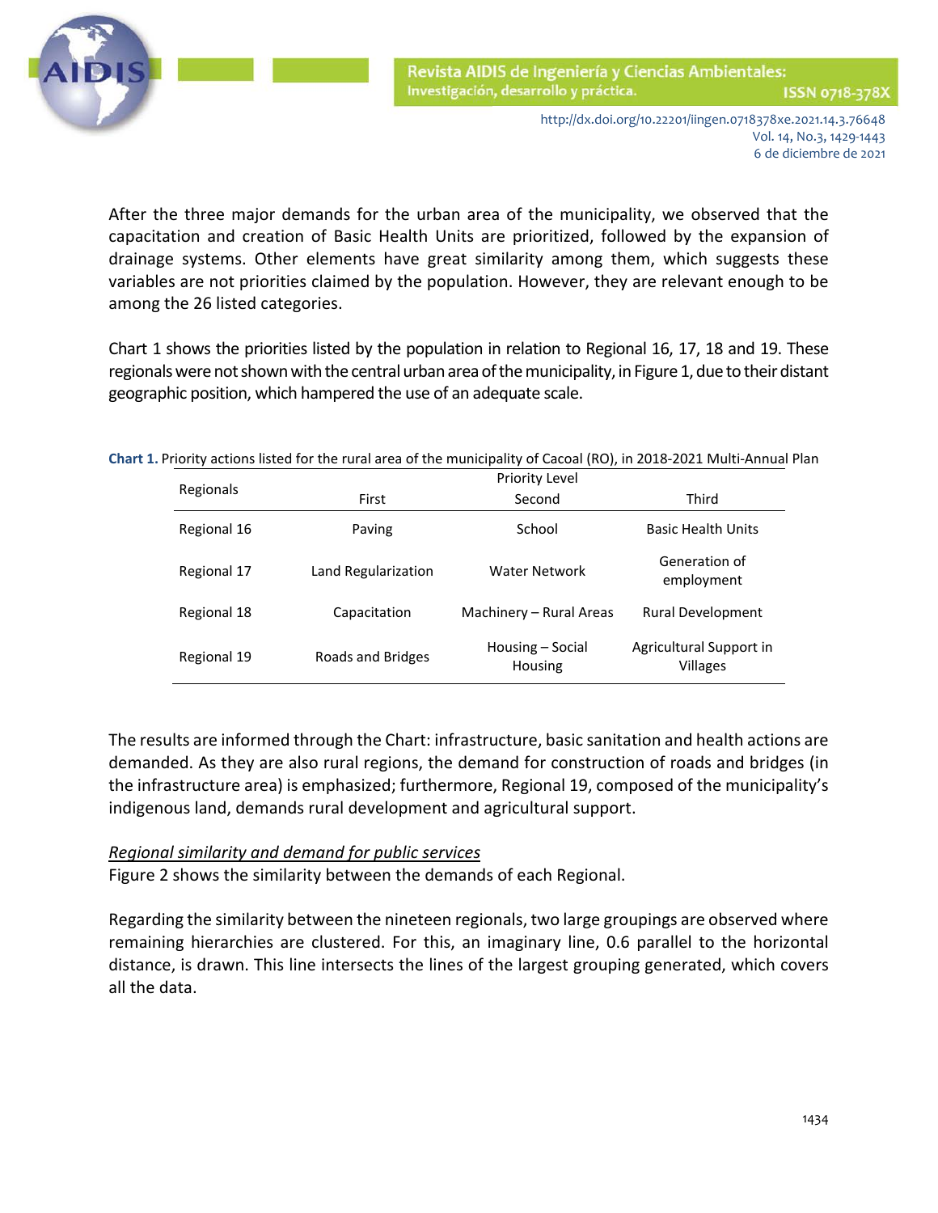After the three major demands for the urban area of the municipality, we observed that the capacitation and creation of Basic Health Units are prioritized, followed by the expansion of drainage systems. Other elements have great similarity among them, which suggests these variables are not priorities claimed by the population. However, they are relevant enough to be among the 26 listed categories.

Chart 1 shows the priorities listed by the population in relation to Regional 16, 17, 18 and 19. These regionals were not shown with the central urban area of the municipality, in Figure 1, due to their distant geographic position, which hampered the use of an adequate scale.

**Chart 1.** Priority actions listed for the rural area of the municipality of Cacoal (RO), in 2018-2021 Multi-Annual Plan

| Regionals | Priority Level | | |
|---|---|---|---|
| | First | Second | Third |
| Regional 16 | Paving | School | Basic Health Units |
| Regional 17 | Land Regularization | Water Network | Generation of employment |
| Regional 18 | Capacitation | Machinery – Rural Areas | Rural Development |
| Regional 19 | Roads and Bridges | Housing – Social Housing | Agricultural Support in Villages |

The results are informed through the Chart: infrastructure, basic sanitation and health actions are demanded. As they are also rural regions, the demand for construction of roads and bridges (in the infrastructure area) is emphasized; furthermore, Regional 19, composed of the municipality's indigenous land, demands rural development and agricultural support.

*Regional similarity and demand for public services*

Figure 2 shows the similarity between the demands of each Regional.

Regarding the similarity between the nineteen regionals, two large groupings are observed where remaining hierarchies are clustered. For this, an imaginary line, 0.6 parallel to the horizontal distance, is drawn. This line intersects the lines of the largest grouping generated, which covers all the data.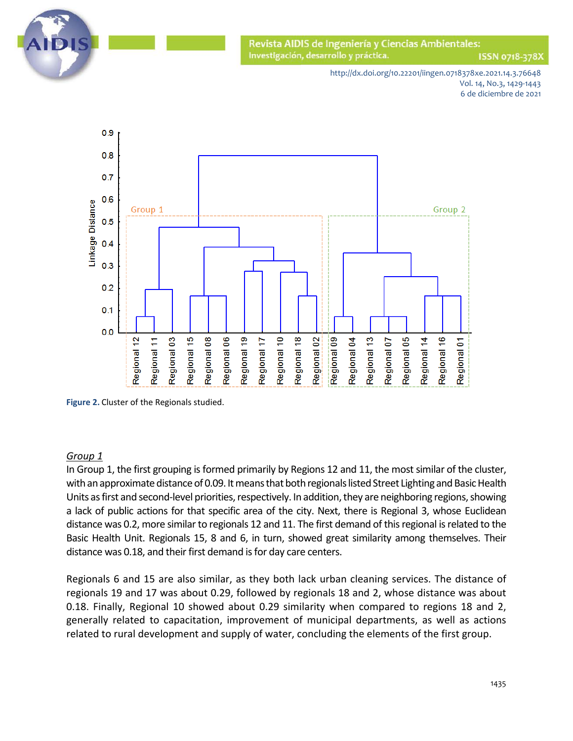Figure 2. Cluster of the Regionals studied.

*Group 1*

In Group 1, the first grouping is formed primarily by Regions 12 and 11, the most similar of the cluster, with an approximate distance of 0.09. It means that both regionals listed Street Lighting and Basic Health Units as first and second-level priorities, respectively. In addition, they are neighboring regions, showing a lack of public actions for that specific area of the city. Next, there is Regional 3, whose Euclidean distance was 0.2, more similar to regionals 12 and 11. The first demand of this regional is related to the Basic Health Unit. Regionals 15, 8 and 6, in turn, showed great similarity among themselves. Their distance was 0.18, and their first demand is for day care centers.

Regionals 6 and 15 are also similar, as they both lack urban cleaning services. The distance of regionals 19 and 17 was about 0.29, followed by regionals 18 and 2, whose distance was about 0.18. Finally, Regional 10 showed about 0.29 similarity when compared to regions 18 and 2, generally related to capacitation, improvement of municipal departments, as well as actions related to rural development and supply of water, concluding the elements of the first group.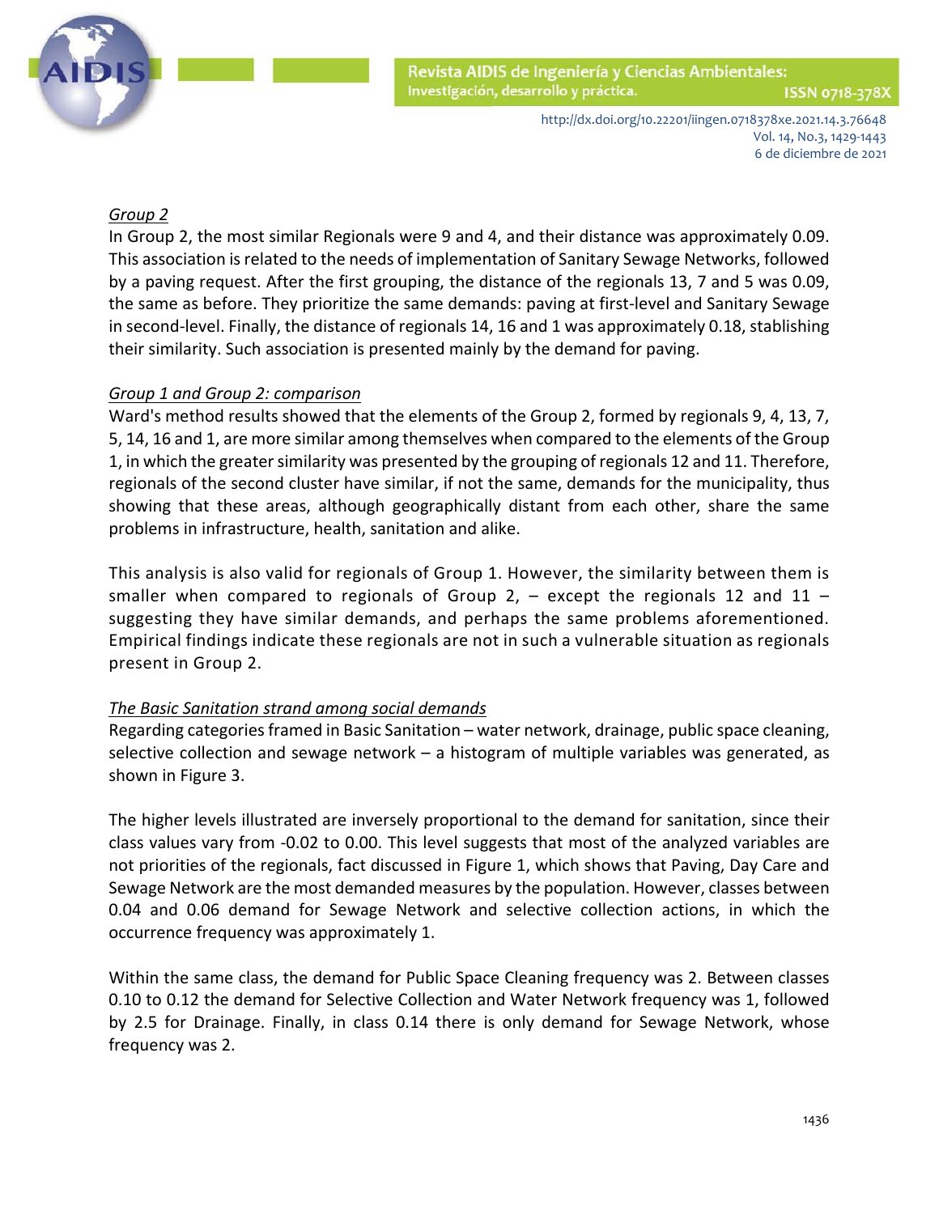*Group 2*

In Group 2, the most similar Regionals were 9 and 4, and their distance was approximately 0.09. This association is related to the needs of implementation of Sanitary Sewage Networks, followed by a paving request. After the first grouping, the distance of the regionals 13, 7 and 5 was 0.09, the same as before. They prioritize the same demands: paving at first-level and Sanitary Sewage in second-level. Finally, the distance of regionals 14, 16 and 1 was approximately 0.18, stablishing their similarity. Such association is presented mainly by the demand for paving.

*Group 1 and Group 2: comparison*

Ward's method results showed that the elements of the Group 2, formed by regionals 9, 4, 13, 7, 5, 14, 16 and 1, are more similar among themselves when compared to the elements of the Group 1, in which the greater similarity was presented by the grouping of regionals 12 and 11. Therefore, regionals of the second cluster have similar, if not the same, demands for the municipality, thus showing that these areas, although geographically distant from each other, share the same problems in infrastructure, health, sanitation and alike.

This analysis is also valid for regionals of Group 1. However, the similarity between them is smaller when compared to regionals of Group 2, – except the regionals 12 and 11 – suggesting they have similar demands, and perhaps the same problems aforementioned. Empirical findings indicate these regionals are not in such a vulnerable situation as regionals present in Group 2.

*The Basic Sanitation strand among social demands*

Regarding categories framed in Basic Sanitation – water network, drainage, public space cleaning, selective collection and sewage network – a histogram of multiple variables was generated, as shown in Figure 3.

The higher levels illustrated are inversely proportional to the demand for sanitation, since their class values vary from -0.02 to 0.00. This level suggests that most of the analyzed variables are not priorities of the regionals, fact discussed in Figure 1, which shows that Paving, Day Care and Sewage Network are the most demanded measures by the population. However, classes between 0.04 and 0.06 demand for Sewage Network and selective collection actions, in which the occurrence frequency was approximately 1.

Within the same class, the demand for Public Space Cleaning frequency was 2. Between classes 0.10 to 0.12 the demand for Selective Collection and Water Network frequency was 1, followed by 2.5 for Drainage. Finally, in class 0.14 there is only demand for Sewage Network, whose frequency was 2.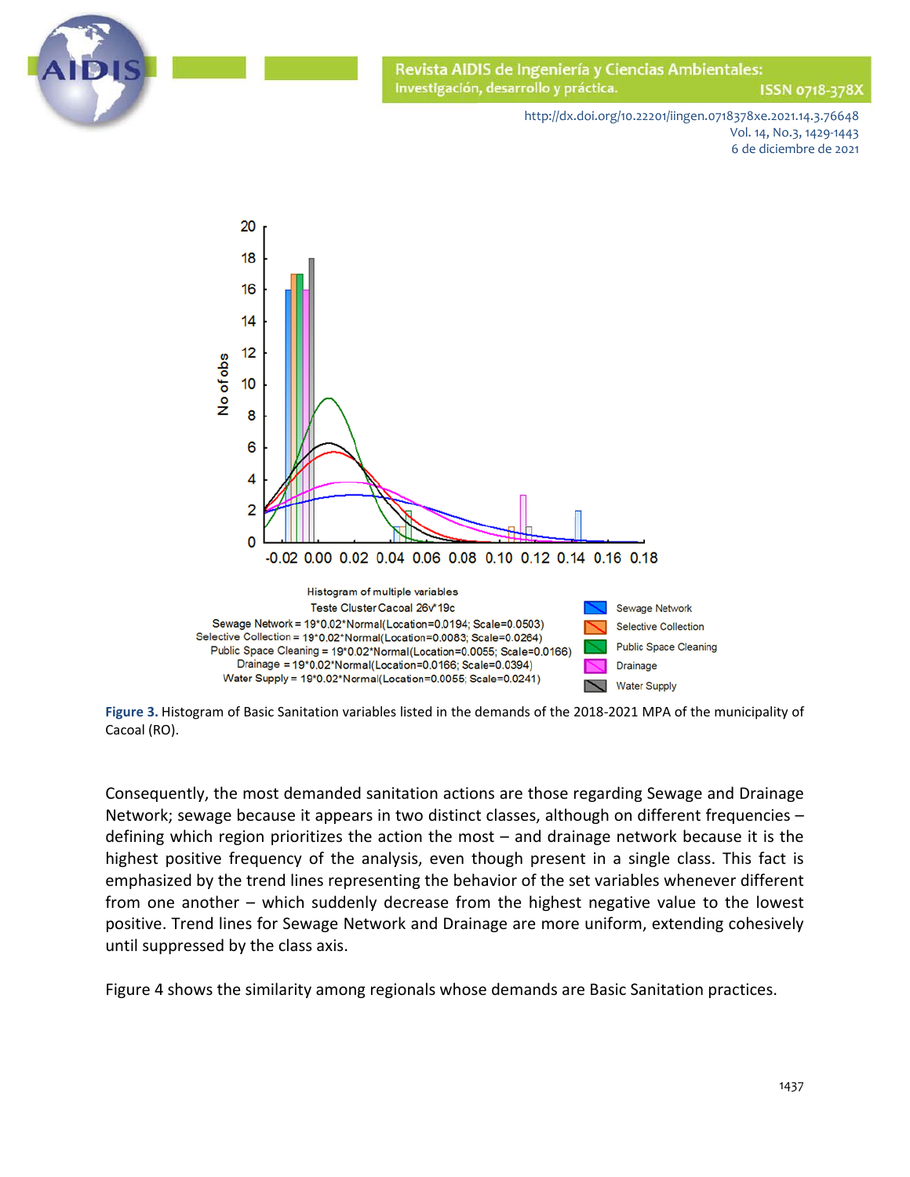Figure 3. Histogram of Basic Sanitation variables listed in the demands of the 2018-2021 MPA of the municipality of Cacoal (RO).

Consequently, the most demanded sanitation actions are those regarding Sewage and Drainage Network; sewage because it appears in two distinct classes, although on different frequencies – defining which region prioritizes the action the most – and drainage network because it is the highest positive frequency of the analysis, even though present in a single class. This fact is emphasized by the trend lines representing the behavior of the set variables whenever different from one another – which suddenly decrease from the highest negative value to the lowest positive. Trend lines for Sewage Network and Drainage are more uniform, extending cohesively until suppressed by the class axis.

Figure 4 shows the similarity among regionals whose demands are Basic Sanitation practices.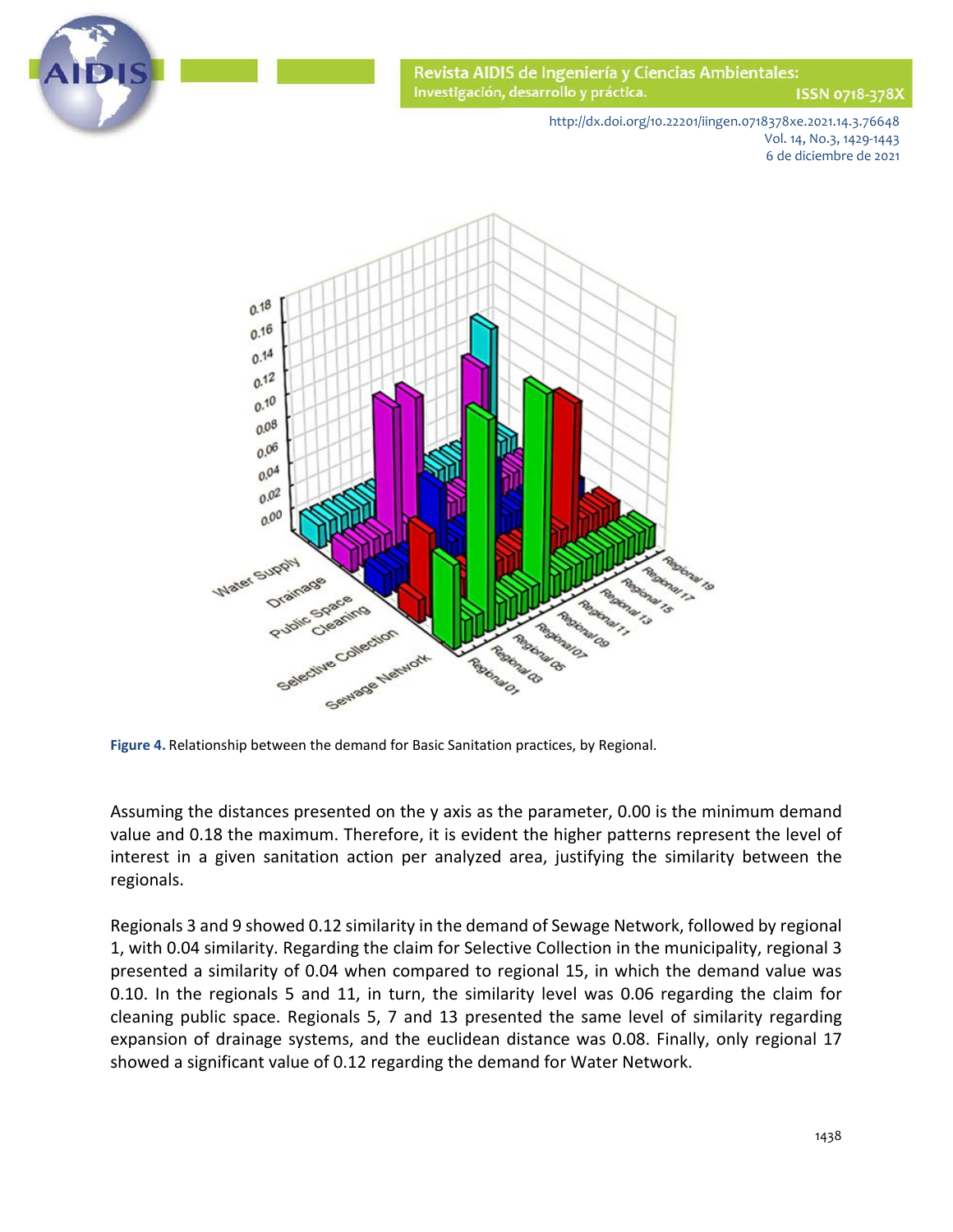Figure 4. Relationship between the demand for Basic Sanitation practices, by Regional.

Assuming the distances presented on the y axis as the parameter, 0.00 is the minimum demand value and 0.18 the maximum. Therefore, it is evident the higher patterns represent the level of interest in a given sanitation action per analyzed area, justifying the similarity between the regionals.

Regionals 3 and 9 showed 0.12 similarity in the demand of Sewage Network, followed by regional 1, with 0.04 similarity. Regarding the claim for Selective Collection in the municipality, regional 3 presented a similarity of 0.04 when compared to regional 15, in which the demand value was 0.10. In the regionals 5 and 11, in turn, the similarity level was 0.06 regarding the claim for cleaning public space. Regionals 5, 7 and 13 presented the same level of similarity regarding expansion of drainage systems, and the euclidean distance was 0.08. Finally, only regional 17 showed a significant value of 0.12 regarding the demand for Water Network.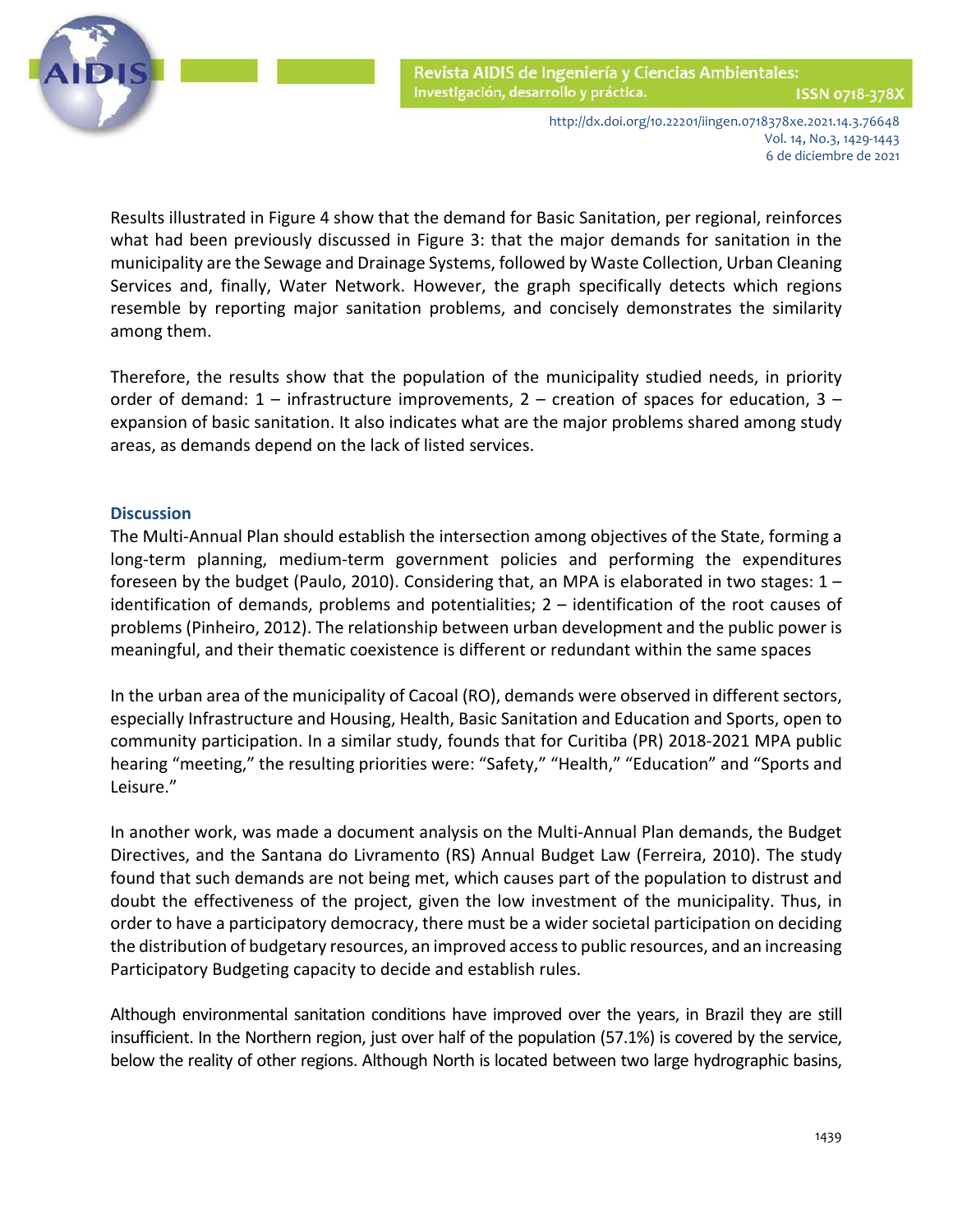Results illustrated in Figure 4 show that the demand for Basic Sanitation, per regional, reinforces what had been previously discussed in Figure 3: that the major demands for sanitation in the municipality are the Sewage and Drainage Systems, followed by Waste Collection, Urban Cleaning Services and, finally, Water Network. However, the graph specifically detects which regions resemble by reporting major sanitation problems, and concisely demonstrates the similarity among them.

Therefore, the results show that the population of the municipality studied needs, in priority order of demand: 1 – infrastructure improvements, 2 – creation of spaces for education, 3 – expansion of basic sanitation. It also indicates what are the major problems shared among study areas, as demands depend on the lack of listed services.

## Discussion

The Multi-Annual Plan should establish the intersection among objectives of the State, forming a long-term planning, medium-term government policies and performing the expenditures foreseen by the budget (Paulo, 2010). Considering that, an MPA is elaborated in two stages: 1 – identification of demands, problems and potentialities; 2 – identification of the root causes of problems (Pinheiro, 2012). The relationship between urban development and the public power is meaningful, and their thematic coexistence is different or redundant within the same spaces

In the urban area of the municipality of Cacoal (RO), demands were observed in different sectors, especially Infrastructure and Housing, Health, Basic Sanitation and Education and Sports, open to community participation. In a similar study, founds that for Curitiba (PR) 2018-2021 MPA public hearing "meeting," the resulting priorities were: "Safety," "Health," "Education" and "Sports and Leisure."

In another work, was made a document analysis on the Multi-Annual Plan demands, the Budget Directives, and the Santana do Livramento (RS) Annual Budget Law (Ferreira, 2010). The study found that such demands are not being met, which causes part of the population to distrust and doubt the effectiveness of the project, given the low investment of the municipality. Thus, in order to have a participatory democracy, there must be a wider societal participation on deciding the distribution of budgetary resources, an improved access to public resources, and an increasing Participatory Budgeting capacity to decide and establish rules.

Although environmental sanitation conditions have improved over the years, in Brazil they are still insufficient. In the Northern region, just over half of the population (57.1%) is covered by the service, below the reality of other regions. Although North is located between two large hydrographic basins,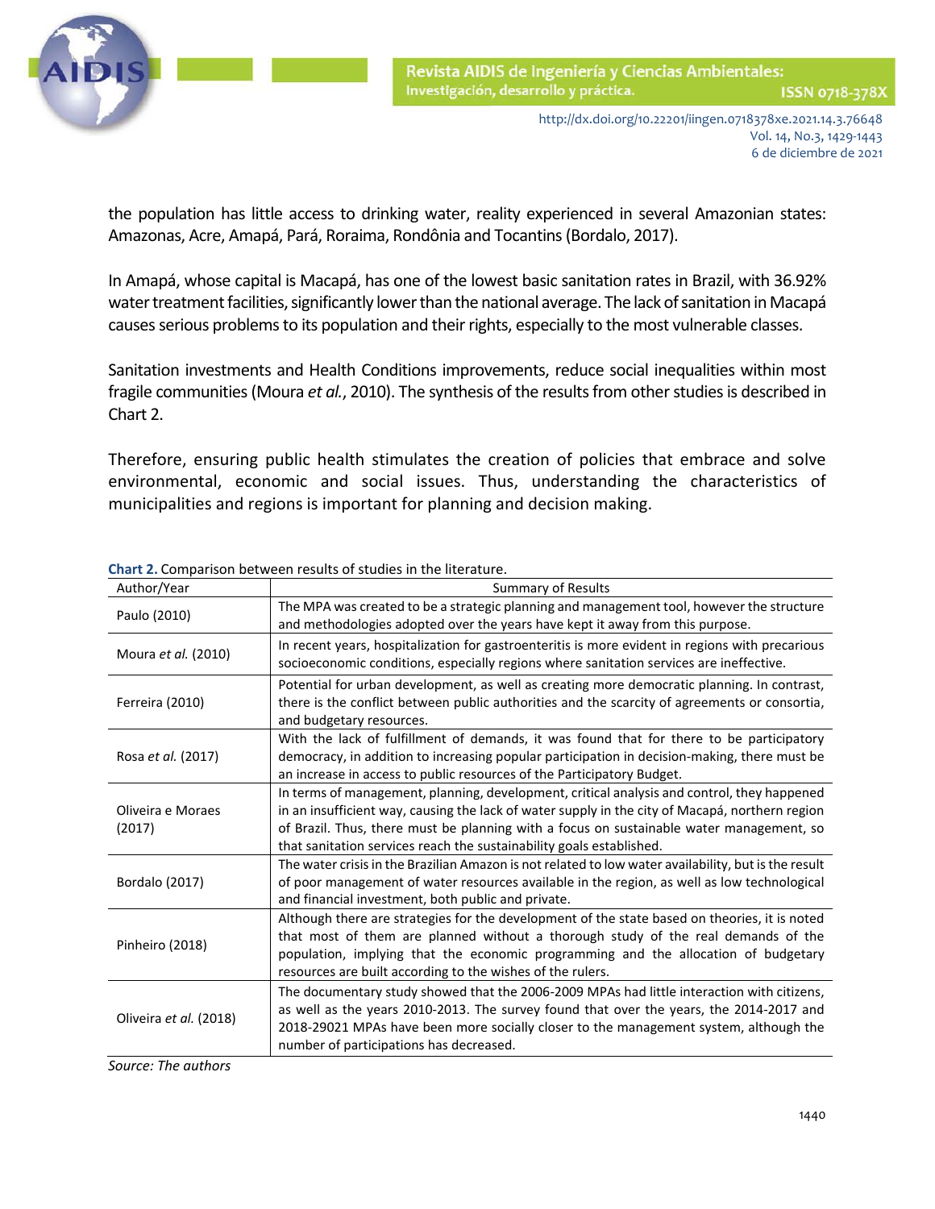the population has little access to drinking water, reality experienced in several Amazonian states: Amazonas, Acre, Amapá, Pará, Roraima, Rondônia and Tocantins (Bordalo, 2017).

In Amapá, whose capital is Macapá, has one of the lowest basic sanitation rates in Brazil, with 36.92% water treatment facilities, significantly lower than the national average. The lack of sanitation in Macapá causes serious problems to its population and their rights, especially to the most vulnerable classes.

Sanitation investments and Health Conditions improvements, reduce social inequalities within most fragile communities (Moura *et al.*, 2010). The synthesis of the results from other studies is described in Chart 2.

Therefore, ensuring public health stimulates the creation of policies that embrace and solve environmental, economic and social issues. Thus, understanding the characteristics of municipalities and regions is important for planning and decision making.

**Chart 2.** Comparison between results of studies in the literature.

| Author/Year | Summary of Results |
|---|---|
| Paulo (2010) | The MPA was created to be a strategic planning and management tool, however the structure and methodologies adopted over the years have kept it away from this purpose. |
| Moura *et al.* (2010) | In recent years, hospitalization for gastroenteritis is more evident in regions with precarious socioeconomic conditions, especially regions where sanitation services are ineffective. |
| Ferreira (2010) | Potential for urban development, as well as creating more democratic planning. In contrast, there is the conflict between public authorities and the scarcity of agreements or consortia, and budgetary resources. |
| Rosa *et al.* (2017) | With the lack of fulfillment of demands, it was found that for there to be participatory democracy, in addition to increasing popular participation in decision-making, there must be an increase in access to public resources of the Participatory Budget. |
| Oliveira e Moraes (2017) | In terms of management, planning, development, critical analysis and control, they happened in an insufficient way, causing the lack of water supply in the city of Macapá, northern region of Brazil. Thus, there must be planning with a focus on sustainable water management, so that sanitation services reach the sustainability goals established. |
| Bordalo (2017) | The water crisis in the Brazilian Amazon is not related to low water availability, but is the result of poor management of water resources available in the region, as well as low technological and financial investment, both public and private. |
| Pinheiro (2018) | Although there are strategies for the development of the state based on theories, it is noted that most of them are planned without a thorough study of the real demands of the population, implying that the economic programming and the allocation of budgetary resources are built according to the wishes of the rulers. |
| Oliveira *et al.* (2018) | The documentary study showed that the 2006-2009 MPAs had little interaction with citizens, as well as the years 2010-2013. The survey found that over the years, the 2014-2017 and 2018-29021 MPAs have been more socially closer to the management system, although the number of participations has decreased. |

*Source: The authors*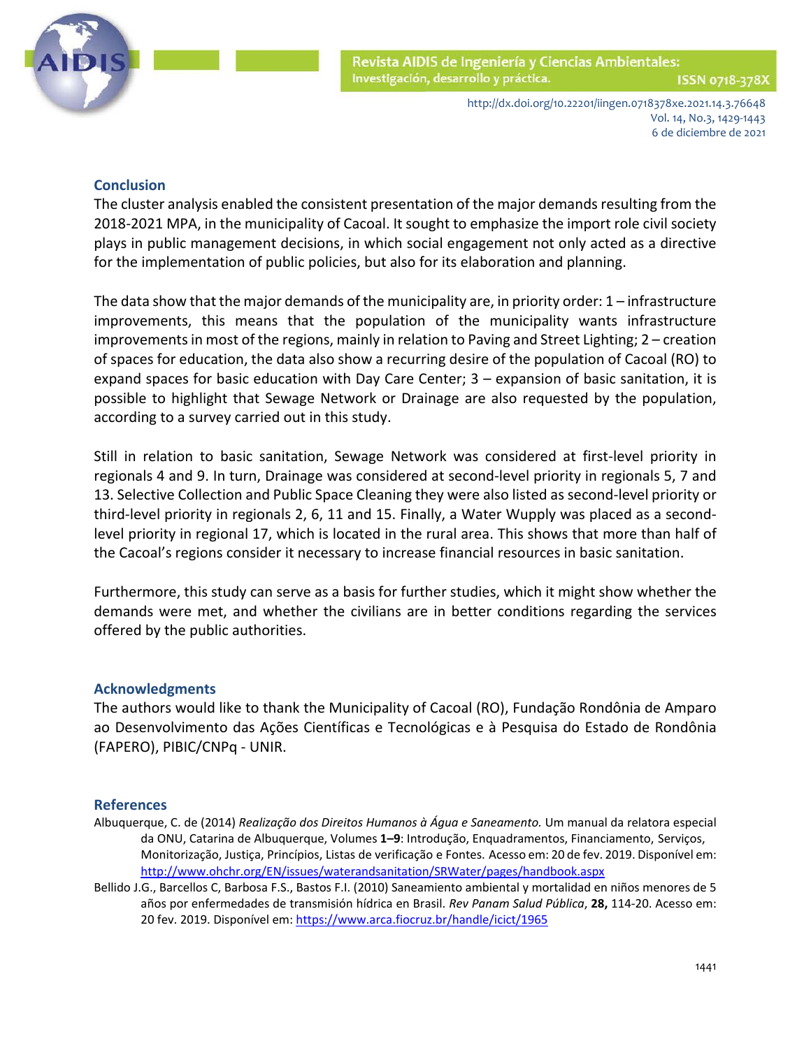## Conclusion

The cluster analysis enabled the consistent presentation of the major demands resulting from the 2018-2021 MPA, in the municipality of Cacoal. It sought to emphasize the import role civil society plays in public management decisions, in which social engagement not only acted as a directive for the implementation of public policies, but also for its elaboration and planning.

The data show that the major demands of the municipality are, in priority order: 1 – infrastructure improvements, this means that the population of the municipality wants infrastructure improvements in most of the regions, mainly in relation to Paving and Street Lighting; 2 – creation of spaces for education, the data also show a recurring desire of the population of Cacoal (RO) to expand spaces for basic education with Day Care Center; 3 – expansion of basic sanitation, it is possible to highlight that Sewage Network or Drainage are also requested by the population, according to a survey carried out in this study.

Still in relation to basic sanitation, Sewage Network was considered at first-level priority in regionals 4 and 9. In turn, Drainage was considered at second-level priority in regionals 5, 7 and 13. Selective Collection and Public Space Cleaning they were also listed as second-level priority or third-level priority in regionals 2, 6, 11 and 15. Finally, a Water Wupply was placed as a second-level priority in regional 17, which is located in the rural area. This shows that more than half of the Cacoal's regions consider it necessary to increase financial resources in basic sanitation.

Furthermore, this study can serve as a basis for further studies, which it might show whether the demands were met, and whether the civilians are in better conditions regarding the services offered by the public authorities.

## Acknowledgments

The authors would like to thank the Municipality of Cacoal (RO), Fundação Rondônia de Amparo ao Desenvolvimento das Ações Científicas e Tecnológicas e à Pesquisa do Estado de Rondônia (FAPERO), PIBIC/CNPq - UNIR.

## References

Albuquerque, C. de (2014) *Realização dos Direitos Humanos à Água e Saneamento.* Um manual da relatora especial da ONU, Catarina de Albuquerque, Volumes **1–9**: Introdução, Enquadramentos, Financiamento, Serviços, Monitorização, Justiça, Princípios, Listas de verificação e Fontes. Acesso em: 20 de fev. 2019. Disponível em: http://www.ohchr.org/EN/issues/waterandsanitation/SRWater/pages/handbook.aspx

Bellido J.G., Barcellos C, Barbosa F.S., Bastos F.I. (2010) Saneamiento ambiental y mortalidad en niños menores de 5 años por enfermedades de transmisión hídrica en Brasil. *Rev Panam Salud Pública*, **28,** 114-20. Acesso em: 20 fev. 2019. Disponível em: https://www.arca.fiocruz.br/handle/icict/1965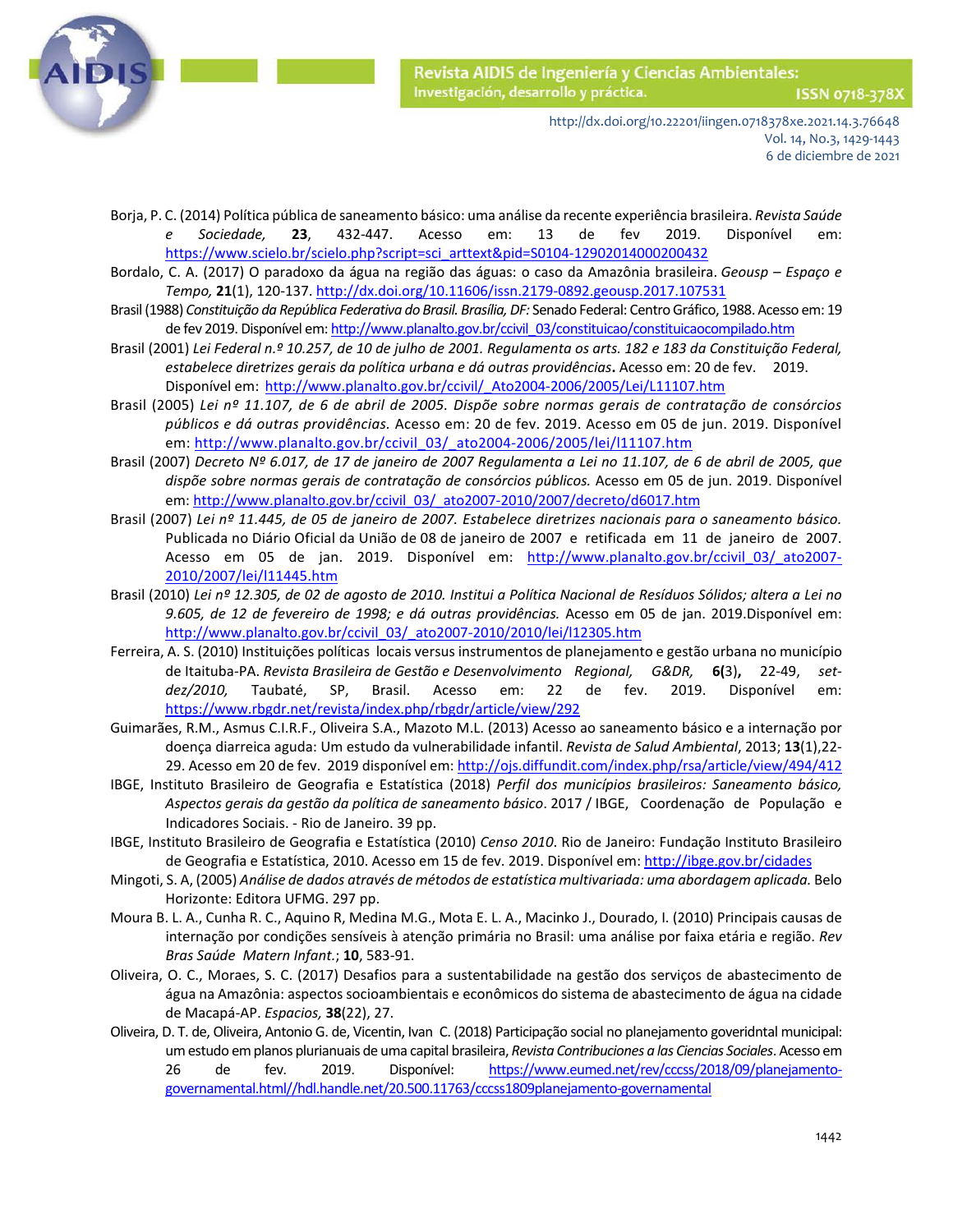Borja, P. C. (2014) Política pública de saneamento básico: uma análise da recente experiência brasileira. *Revista Saúde e Sociedade,* **23**, 432-447. Acesso em: 13 de fev 2019. Disponível em: https://www.scielo.br/scielo.php?script=sci_arttext&pid=S0104-12902014000200432

Bordalo, C. A. (2017) O paradoxo da água na região das águas: o caso da Amazônia brasileira. *Geousp – Espaço e Tempo,* **21**(1), 120-137. http://dx.doi.org/10.11606/issn.2179-0892.geousp.2017.107531

Brasil (1988) *Constituição da República Federativa do Brasil. Brasília, DF:* Senado Federal: Centro Gráfico, 1988. Acesso em: 19 de fev 2019. Disponível em: http://www.planalto.gov.br/ccivil_03/constituicao/constituicaocompilado.htm

Brasil (2001) *Lei Federal n.º 10.257, de 10 de julho de 2001. Regulamenta os arts. 182 e 183 da Constituição Federal, estabelece diretrizes gerais da política urbana e dá outras providências***.** Acesso em: 20 de fev. 2019. Disponível em: http://www.planalto.gov.br/ccivil/_Ato2004-2006/2005/Lei/L11107.htm

Brasil (2005) *Lei nº 11.107, de 6 de abril de 2005. Dispõe sobre normas gerais de contratação de consórcios públicos e dá outras providências.* Acesso em: 20 de fev. 2019. Acesso em 05 de jun. 2019. Disponível em: http://www.planalto.gov.br/ccivil_03/_ato2004-2006/2005/lei/l11107.htm

Brasil (2007) *Decreto Nº 6.017, de 17 de janeiro de 2007 Regulamenta a Lei no 11.107, de 6 de abril de 2005, que dispõe sobre normas gerais de contratação de consórcios públicos.* Acesso em 05 de jun. 2019. Disponível em: http://www.planalto.gov.br/ccivil_03/_ato2007-2010/2007/decreto/d6017.htm

Brasil (2007) *Lei nº 11.445, de 05 de janeiro de 2007. Estabelece diretrizes nacionais para o saneamento básico.* Publicada no Diário Oficial da União de 08 de janeiro de 2007 e retificada em 11 de janeiro de 2007. Acesso em 05 de jan. 2019. Disponível em: http://www.planalto.gov.br/ccivil_03/_ato2007-2010/2007/lei/l11445.htm

Brasil (2010) *Lei nº 12.305, de 02 de agosto de 2010. Institui a Política Nacional de Resíduos Sólidos; altera a Lei no 9.605, de 12 de fevereiro de 1998; e dá outras providências.* Acesso em 05 de jan. 2019.Disponível em: http://www.planalto.gov.br/ccivil_03/_ato2007-2010/2010/lei/l12305.htm

Ferreira, A. S. (2010) Instituições políticas locais versus instrumentos de planejamento e gestão urbana no município de Itaituba-PA. *Revista Brasileira de Gestão e Desenvolvimento Regional, G&DR,* **6(**3), 22-49, *set-dez/2010,* Taubaté, SP, Brasil. Acesso em: 22 de fev. 2019. Disponível em: https://www.rbgdr.net/revista/index.php/rbgdr/article/view/292

Guimarães, R.M., Asmus C.I.R.F., Oliveira S.A., Mazoto M.L. (2013) Acesso ao saneamento básico e a internação por doença diarreica aguda: Um estudo da vulnerabilidade infantil. *Revista de Salud Ambiental*, 2013; **13**(1),22-29. Acesso em 20 de fev. 2019 disponível em: http://ojs.diffundit.com/index.php/rsa/article/view/494/412

IBGE, Instituto Brasileiro de Geografia e Estatística (2018) *Perfil dos municípios brasileiros: Saneamento básico, Aspectos gerais da gestão da política de saneamento básico*. 2017 / IBGE, Coordenação de População e Indicadores Sociais. - Rio de Janeiro. 39 pp.

IBGE, Instituto Brasileiro de Geografia e Estatística (2010) *Censo 2010.* Rio de Janeiro: Fundação Instituto Brasileiro de Geografia e Estatística, 2010. Acesso em 15 de fev. 2019. Disponível em: http://ibge.gov.br/cidades

Mingoti, S. A, (2005) *Análise de dados através de métodos de estatística multivariada: uma abordagem aplicada.* Belo Horizonte: Editora UFMG. 297 pp.

Moura B. L. A., Cunha R. C., Aquino R, Medina M.G., Mota E. L. A., Macinko J., Dourado, I. (2010) Principais causas de internação por condições sensíveis à atenção primária no Brasil: uma análise por faixa etária e região. *Rev Bras Saúde Matern Infant.*; **10**, 583-91.

Oliveira, O. C., Moraes, S. C. (2017) Desafios para a sustentabilidade na gestão dos serviços de abastecimento de água na Amazônia: aspectos socioambientais e econômicos do sistema de abastecimento de água na cidade de Macapá-AP. *Espacios,* **38**(22), 27.

Oliveira, D. T. de, Oliveira, Antonio G. de, Vicentin, Ivan C. (2018) Participação social no planejamento goveridntal municipal: um estudo em planos plurianuais de uma capital brasileira, *Revista Contribuciones a las Ciencias Sociales*. Acesso em 26 de fev. 2019. Disponível: https://www.eumed.net/rev/cccss/2018/09/planejamento-governamental.html//hdl.handle.net/20.500.11763/cccss1809planejamento-governamental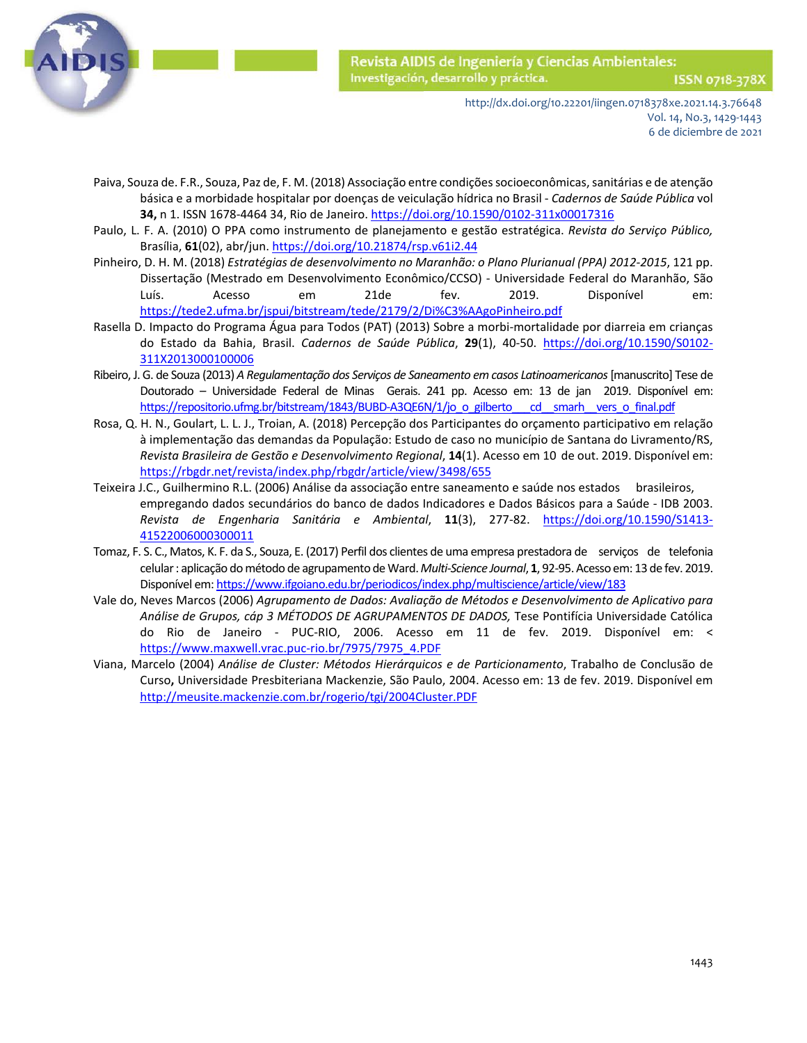Paiva, Souza de. F.R., Souza, Paz de, F. M. (2018) Associação entre condições socioeconômicas, sanitárias e de atenção básica e a morbidade hospitalar por doenças de veiculação hídrica no Brasil - *Cadernos de Saúde Pública* vol **34,** n 1. ISSN 1678-4464 34, Rio de Janeiro. https://doi.org/10.1590/0102-311x00017316

Paulo, L. F. A. (2010) O PPA como instrumento de planejamento e gestão estratégica. *Revista do Serviço Público,* Brasília, **61**(02), abr/jun. https://doi.org/10.21874/rsp.v61i2.44

Pinheiro, D. H. M. (2018) *Estratégias de desenvolvimento no Maranhão: o Plano Plurianual (PPA) 2012-2015*, 121 pp. Dissertação (Mestrado em Desenvolvimento Econômico/CCSO) - Universidade Federal do Maranhão, São Luís. Acesso em 21de fev. 2019. Disponível em: https://tede2.ufma.br/jspui/bitstream/tede/2179/2/Di%C3%AAgoPinheiro.pdf

Rasella D. Impacto do Programa Água para Todos (PAT) (2013) Sobre a morbi-mortalidade por diarreia em crianças do Estado da Bahia, Brasil. *Cadernos de Saúde Pública*, **29**(1), 40-50. https://doi.org/10.1590/S0102-311X2013000100006

Ribeiro, J. G. de Souza (2013) *A Regulamentação dos Serviços de Saneamento em casos Latinoamericanos* [manuscrito] Tese de Doutorado – Universidade Federal de Minas Gerais. 241 pp. Acesso em: 13 de jan 2019. Disponível em: https://repositorio.ufmg.br/bitstream/1843/BUBD-A3QE6N/1/jo_o_gilberto___cd__smarh__vers_o_final.pdf

Rosa, Q. H. N., Goulart, L. L. J., Troian, A. (2018) Percepção dos Participantes do orçamento participativo em relação à implementação das demandas da População: Estudo de caso no município de Santana do Livramento/RS, *Revista Brasileira de Gestão e Desenvolvimento Regional*, **14**(1). Acesso em 10 de out. 2019. Disponível em: https://rbgdr.net/revista/index.php/rbgdr/article/view/3498/655

Teixeira J.C., Guilhermino R.L. (2006) Análise da associação entre saneamento e saúde nos estados brasileiros, empregando dados secundários do banco de dados Indicadores e Dados Básicos para a Saúde - IDB 2003. *Revista de Engenharia Sanitária e Ambiental*, **11**(3), 277-82. https://doi.org/10.1590/S1413-41522006000300011

Tomaz, F. S. C., Matos, K. F. da S., Souza, E. (2017) Perfil dos clientes de uma empresa prestadora de serviços de telefonia celular : aplicação do método de agrupamento de Ward. *Multi-Science Journal*, **1**, 92-95. Acesso em: 13 de fev. 2019. Disponível em: https://www.ifgoiano.edu.br/periodicos/index.php/multiscience/article/view/183

Vale do, Neves Marcos (2006) *Agrupamento de Dados: Avaliação de Métodos e Desenvolvimento de Aplicativo para Análise de Grupos, cáp 3 MÉTODOS DE AGRUPAMENTOS DE DADOS,* Tese Pontifícia Universidade Católica do Rio de Janeiro - PUC-RIO, 2006. Acesso em 11 de fev. 2019. Disponível em: < https://www.maxwell.vrac.puc-rio.br/7975/7975_4.PDF

Viana, Marcelo (2004) *Análise de Cluster: Métodos Hierárquicos e de Particionamento*, Trabalho de Conclusão de Curso**,** Universidade Presbiteriana Mackenzie, São Paulo, 2004. Acesso em: 13 de fev. 2019. Disponível em http://meusite.mackenzie.com.br/rogerio/tgi/2004Cluster.PDF